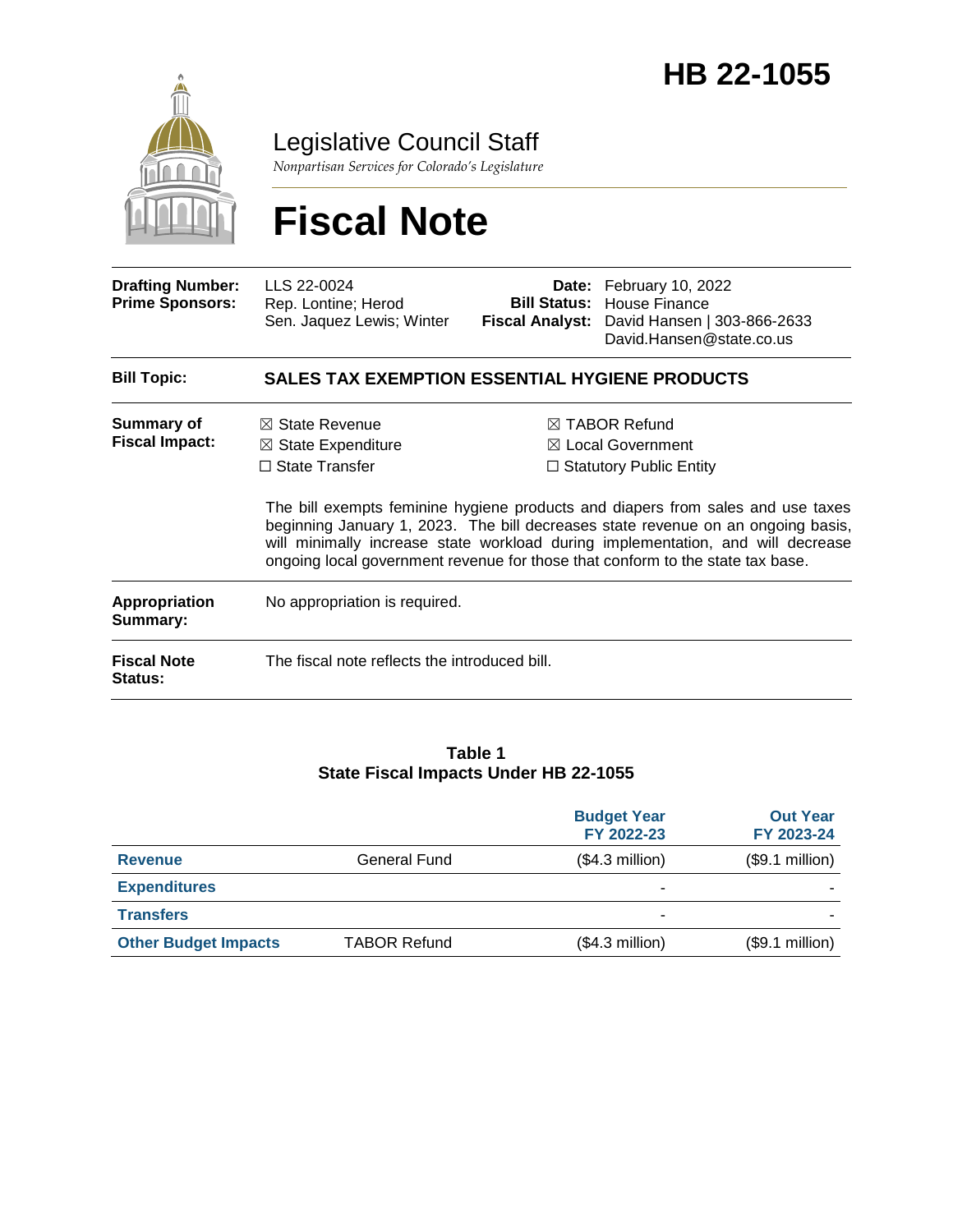# HB 22-1055

Legislative Council Staff

*Nonpartisan Services for Colorado's Legislature*

# Fiscal Note

| | | | |
|---|---|---|---|
| **Drafting Number:** | LLS 22-0024 | **Date:** | February 10, 2022 |
| **Prime Sponsors:** | Rep. Lontine; Herod<br>Sen. Jaquez Lewis; Winter | **Bill Status:** | House Finance |
| | | **Fiscal Analyst:** | David Hansen \| 303-866-2633<br>David.Hansen@state.co.us |

**Bill Topic:** **SALES TAX EXEMPTION ESSENTIAL HYGIENE PRODUCTS**

**Summary of Fiscal Impact:**

☒ State Revenue
☒ State Expenditure
☐ State Transfer
☒ TABOR Refund
☒ Local Government
☐ Statutory Public Entity

The bill exempts feminine hygiene products and diapers from sales and use taxes beginning January 1, 2023. The bill decreases state revenue on an ongoing basis, will minimally increase state workload during implementation, and will decrease ongoing local government revenue for those that conform to the state tax base.

**Appropriation Summary:** No appropriation is required.

**Fiscal Note Status:** The fiscal note reflects the introduced bill.

**Table 1**
**State Fiscal Impacts Under HB 22-1055**

| | | Budget Year FY 2022-23 | Out Year FY 2023-24 |
|---|---|---|---|
| **Revenue** | General Fund | ($4.3 million) | ($9.1 million) |
| **Expenditures** | | - | - |
| **Transfers** | | - | - |
| **Other Budget Impacts** | TABOR Refund | ($4.3 million) | ($9.1 million) |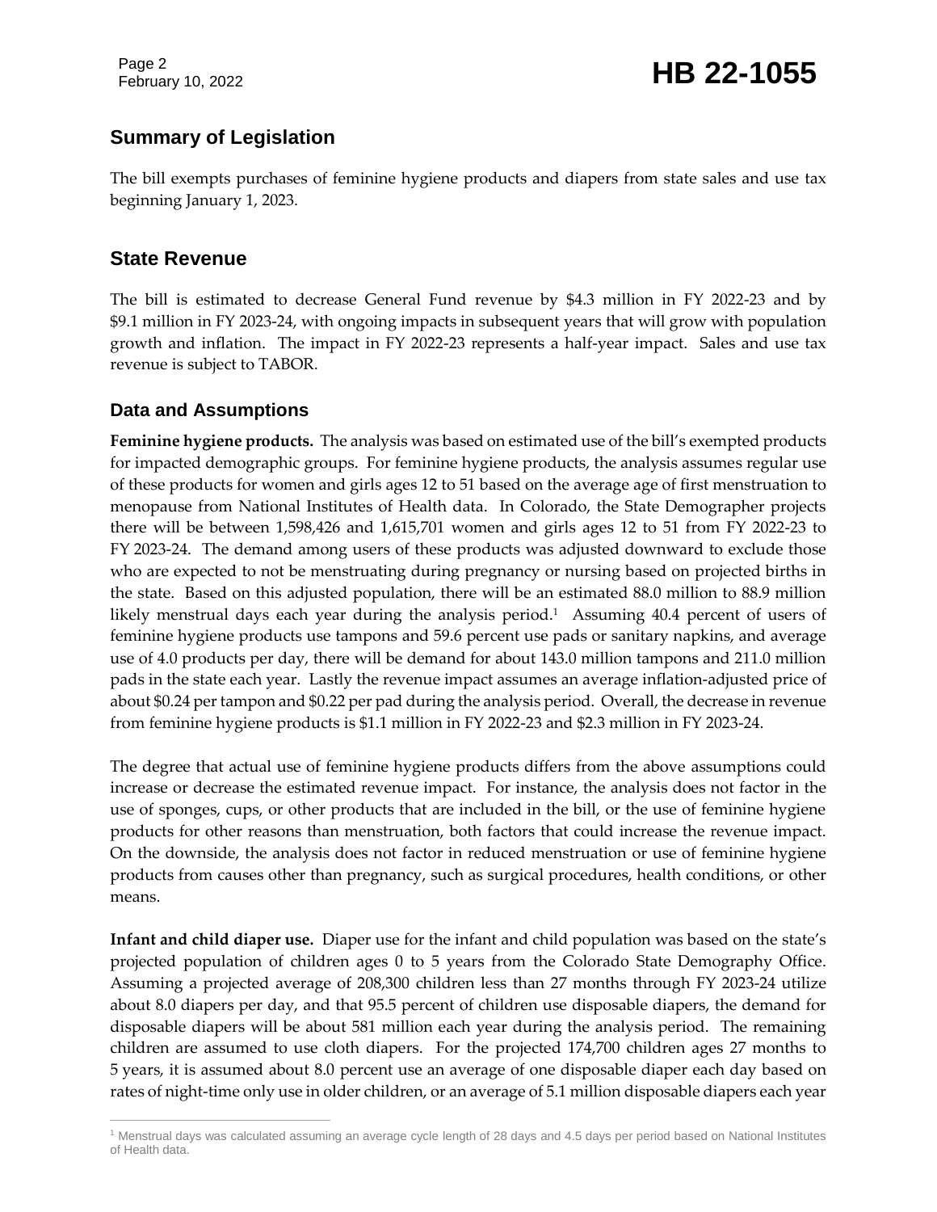## Summary of Legislation

The bill exempts purchases of feminine hygiene products and diapers from state sales and use tax beginning January 1, 2023.

## State Revenue

The bill is estimated to decrease General Fund revenue by $4.3 million in FY 2022-23 and by $9.1 million in FY 2023-24, with ongoing impacts in subsequent years that will grow with population growth and inflation. The impact in FY 2022-23 represents a half-year impact. Sales and use tax revenue is subject to TABOR.

### Data and Assumptions

**Feminine hygiene products.** The analysis was based on estimated use of the bill's exempted products for impacted demographic groups. For feminine hygiene products, the analysis assumes regular use of these products for women and girls ages 12 to 51 based on the average age of first menstruation to menopause from National Institutes of Health data. In Colorado, the State Demographer projects there will be between 1,598,426 and 1,615,701 women and girls ages 12 to 51 from FY 2022-23 to FY 2023-24. The demand among users of these products was adjusted downward to exclude those who are expected to not be menstruating during pregnancy or nursing based on projected births in the state. Based on this adjusted population, there will be an estimated 88.0 million to 88.9 million likely menstrual days each year during the analysis period.[1] Assuming 40.4 percent of users of feminine hygiene products use tampons and 59.6 percent use pads or sanitary napkins, and average use of 4.0 products per day, there will be demand for about 143.0 million tampons and 211.0 million pads in the state each year. Lastly the revenue impact assumes an average inflation-adjusted price of about $0.24 per tampon and $0.22 per pad during the analysis period. Overall, the decrease in revenue from feminine hygiene products is $1.1 million in FY 2022-23 and $2.3 million in FY 2023-24.

The degree that actual use of feminine hygiene products differs from the above assumptions could increase or decrease the estimated revenue impact. For instance, the analysis does not factor in the use of sponges, cups, or other products that are included in the bill, or the use of feminine hygiene products for other reasons than menstruation, both factors that could increase the revenue impact. On the downside, the analysis does not factor in reduced menstruation or use of feminine hygiene products from causes other than pregnancy, such as surgical procedures, health conditions, or other means.

**Infant and child diaper use.** Diaper use for the infant and child population was based on the state's projected population of children ages 0 to 5 years from the Colorado State Demography Office. Assuming a projected average of 208,300 children less than 27 months through FY 2023-24 utilize about 8.0 diapers per day, and that 95.5 percent of children use disposable diapers, the demand for disposable diapers will be about 581 million each year during the analysis period. The remaining children are assumed to use cloth diapers. For the projected 174,700 children ages 27 months to 5 years, it is assumed about 8.0 percent use an average of one disposable diaper each day based on rates of night-time only use in older children, or an average of 5.1 million disposable diapers each year

[1] Menstrual days was calculated assuming an average cycle length of 28 days and 4.5 days per period based on National Institutes of Health data.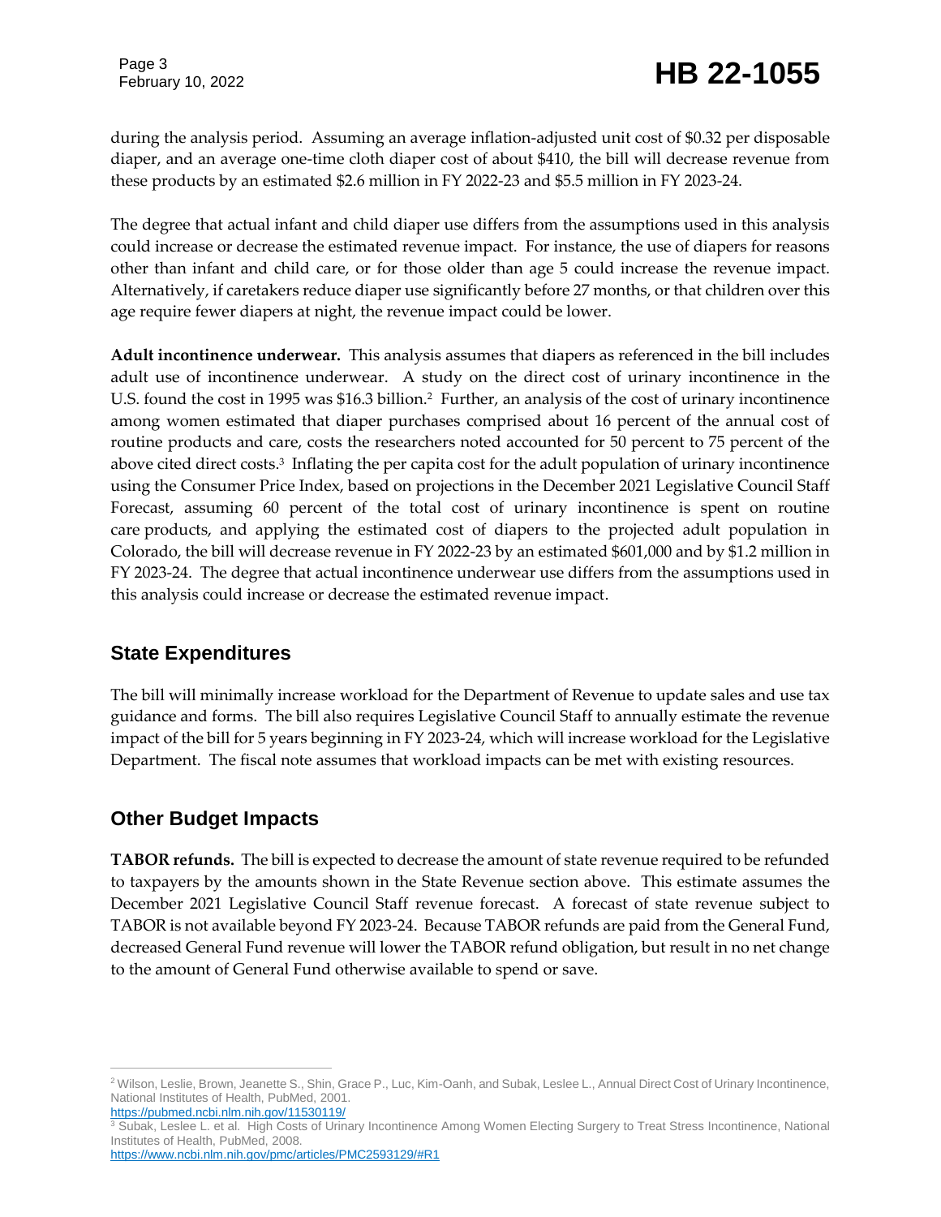during the analysis period. Assuming an average inflation-adjusted unit cost of $0.32 per disposable diaper, and an average one-time cloth diaper cost of about $410, the bill will decrease revenue from these products by an estimated $2.6 million in FY 2022-23 and $5.5 million in FY 2023-24.

The degree that actual infant and child diaper use differs from the assumptions used in this analysis could increase or decrease the estimated revenue impact. For instance, the use of diapers for reasons other than infant and child care, or for those older than age 5 could increase the revenue impact. Alternatively, if caretakers reduce diaper use significantly before 27 months, or that children over this age require fewer diapers at night, the revenue impact could be lower.

**Adult incontinence underwear.** This analysis assumes that diapers as referenced in the bill includes adult use of incontinence underwear. A study on the direct cost of urinary incontinence in the U.S. found the cost in 1995 was $16.3 billion.[2] Further, an analysis of the cost of urinary incontinence among women estimated that diaper purchases comprised about 16 percent of the annual cost of routine products and care, costs the researchers noted accounted for 50 percent to 75 percent of the above cited direct costs.[3] Inflating the per capita cost for the adult population of urinary incontinence using the Consumer Price Index, based on projections in the December 2021 Legislative Council Staff Forecast, assuming 60 percent of the total cost of urinary incontinence is spent on routine care products, and applying the estimated cost of diapers to the projected adult population in Colorado, the bill will decrease revenue in FY 2022-23 by an estimated $601,000 and by $1.2 million in FY 2023-24. The degree that actual incontinence underwear use differs from the assumptions used in this analysis could increase or decrease the estimated revenue impact.

## State Expenditures

The bill will minimally increase workload for the Department of Revenue to update sales and use tax guidance and forms. The bill also requires Legislative Council Staff to annually estimate the revenue impact of the bill for 5 years beginning in FY 2023-24, which will increase workload for the Legislative Department. The fiscal note assumes that workload impacts can be met with existing resources.

## Other Budget Impacts

**TABOR refunds.** The bill is expected to decrease the amount of state revenue required to be refunded to taxpayers by the amounts shown in the State Revenue section above. This estimate assumes the December 2021 Legislative Council Staff revenue forecast. A forecast of state revenue subject to TABOR is not available beyond FY 2023-24. Because TABOR refunds are paid from the General Fund, decreased General Fund revenue will lower the TABOR refund obligation, but result in no net change to the amount of General Fund otherwise available to spend or save.

---

[2] Wilson, Leslie, Brown, Jeanette S., Shin, Grace P., Luc, Kim-Oanh, and Subak, Leslee L., Annual Direct Cost of Urinary Incontinence, National Institutes of Health, PubMed, 2001.
https://pubmed.ncbi.nlm.nih.gov/11530119/

[3] Subak, Leslee L. et al. High Costs of Urinary Incontinence Among Women Electing Surgery to Treat Stress Incontinence, National Institutes of Health, PubMed, 2008.
https://www.ncbi.nlm.nih.gov/pmc/articles/PMC2593129/#R1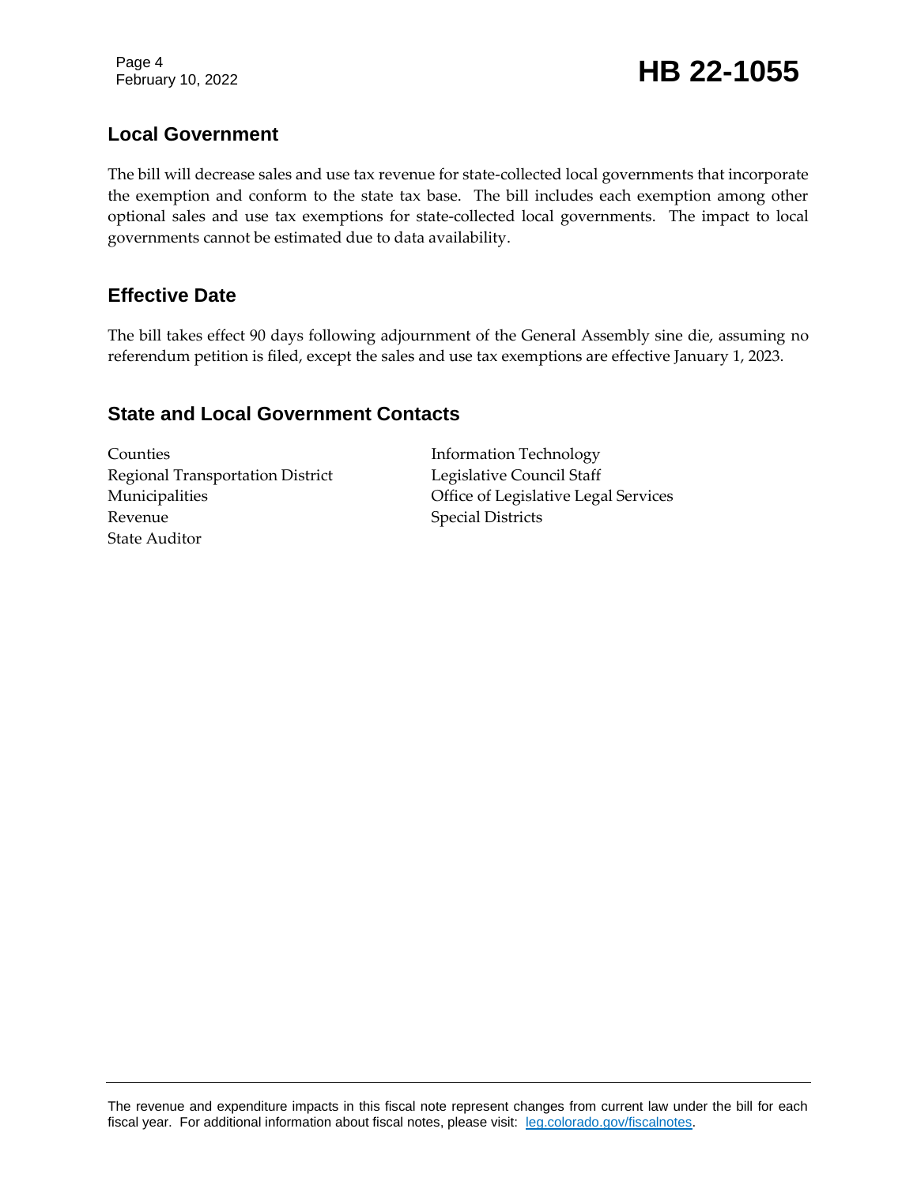## Local Government

The bill will decrease sales and use tax revenue for state-collected local governments that incorporate the exemption and conform to the state tax base. The bill includes each exemption among other optional sales and use tax exemptions for state-collected local governments. The impact to local governments cannot be estimated due to data availability.

## Effective Date

The bill takes effect 90 days following adjournment of the General Assembly sine die, assuming no referendum petition is filed, except the sales and use tax exemptions are effective January 1, 2023.

## State and Local Government Contacts

Counties
Regional Transportation District
Municipalities
Revenue
State Auditor
Information Technology
Legislative Council Staff
Office of Legislative Legal Services
Special Districts

The revenue and expenditure impacts in this fiscal note represent changes from current law under the bill for each fiscal year. For additional information about fiscal notes, please visit: leg.colorado.gov/fiscalnotes.